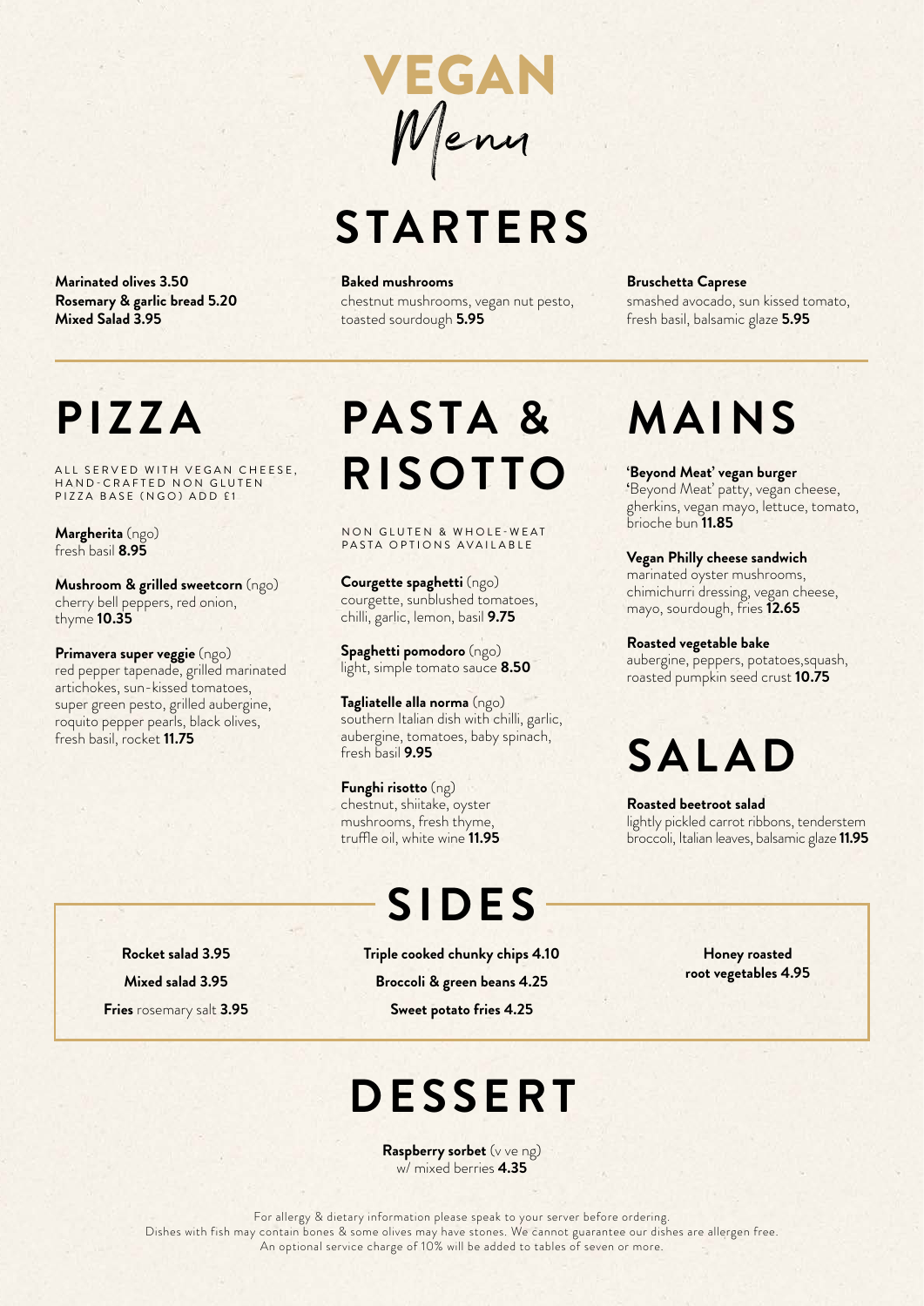# VEGAN Menu

## STARTERS

**Marinated olives 3.50**
**Rosemary & garlic bread 5.20**
**Mixed Salad 3.95**

**Baked mushrooms**
chestnut mushrooms, vegan nut pesto, toasted sourdough **5.95**

**Bruschetta Caprese**
smashed avocado, sun kissed tomato, fresh basil, balsamic glaze **5.95**

## PIZZA

ALL SERVED WITH VEGAN CHEESE, HAND-CRAFTED NON GLUTEN PIZZA BASE (NGO) ADD £1

**Margherita** (ngo)
fresh basil **8.95**

**Mushroom & grilled sweetcorn** (ngo)
cherry bell peppers, red onion, thyme **10.35**

**Primavera super veggie** (ngo)
red pepper tapenade, grilled marinated artichokes, sun-kissed tomatoes, super green pesto, grilled aubergine, roquito pepper pearls, black olives, fresh basil, rocket **11.75**

## PASTA & RISOTTO

NON GLUTEN & WHOLE-WEAT PASTA OPTIONS AVAILABLE

**Courgette spaghetti** (ngo)
courgette, sunblushed tomatoes, chilli, garlic, lemon, basil **9.75**

**Spaghetti pomodoro** (ngo)
light, simple tomato sauce **8.50**

**Tagliatelle alla norma** (ngo)
southern Italian dish with chilli, garlic, aubergine, tomatoes, baby spinach, fresh basil **9.95**

**Funghi risotto** (ng)
chestnut, shiitake, oyster mushrooms, fresh thyme, truffle oil, white wine **11.95**

## MAINS

**'Beyond Meat' vegan burger**
'Beyond Meat' patty, vegan cheese, gherkins, vegan mayo, lettuce, tomato, brioche bun **11.85**

**Vegan Philly cheese sandwich**
marinated oyster mushrooms, chimichurri dressing, vegan cheese, mayo, sourdough, fries **12.65**

**Roasted vegetable bake**
aubergine, peppers, potatoes,squash, roasted pumpkin seed crust **10.75**

## SALAD

**Roasted beetroot salad**
lightly pickled carrot ribbons, tenderstem broccoli, Italian leaves, balsamic glaze **11.95**

## SIDES

**Rocket salad 3.95**
**Mixed salad 3.95**
**Fries** rosemary salt **3.95**
**Triple cooked chunky chips 4.10**
**Broccoli & green beans 4.25**
**Sweet potato fries 4.25**
**Honey roasted root vegetables 4.95**

## DESSERT

**Raspberry sorbet** (v ve ng)
w/ mixed berries **4.35**

For allergy & dietary information please speak to your server before ordering.
Dishes with fish may contain bones & some olives may have stones. We cannot guarantee our dishes are allergen free.
An optional service charge of 10% will be added to tables of seven or more.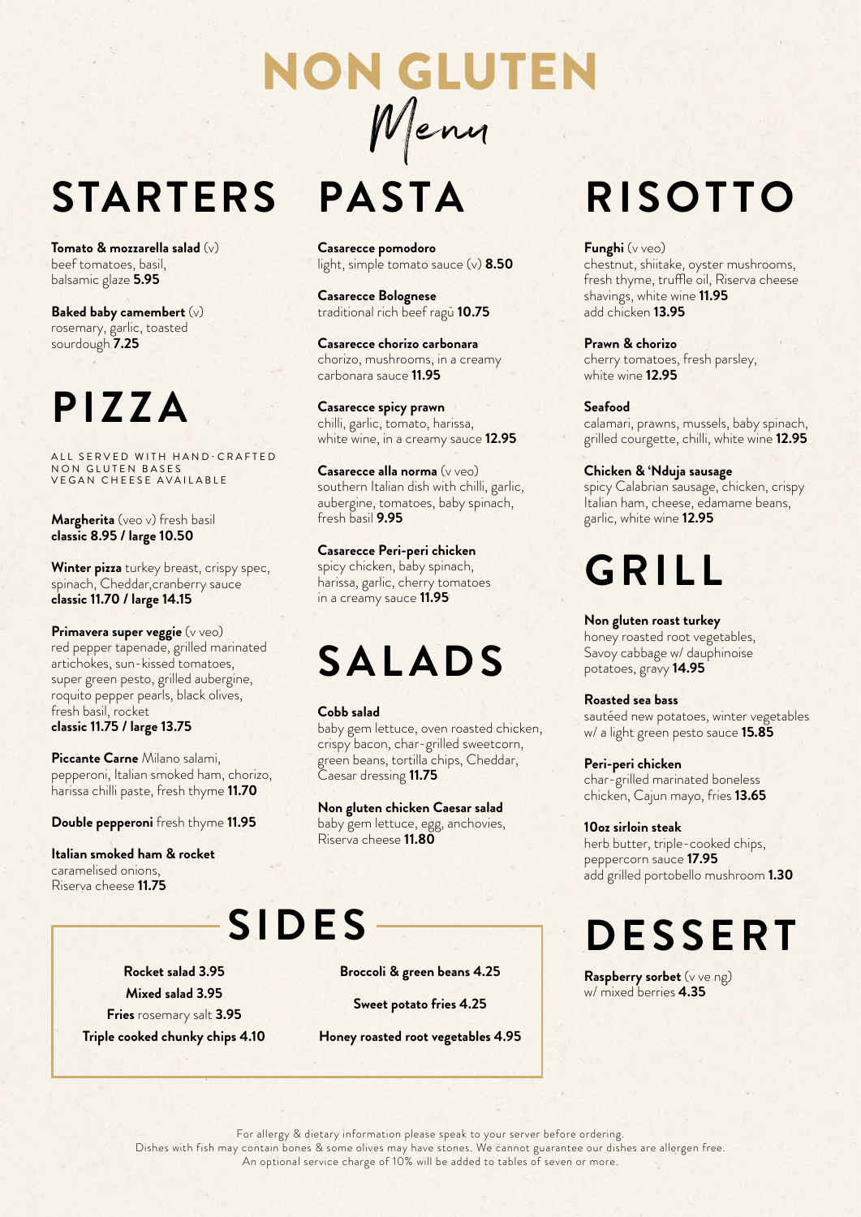# NON GLUTEN Menu

## STARTERS

**Tomato & mozzarella salad** (v)
beef tomatoes, basil, balsamic glaze **5.95**

**Baked baby camembert** (v)
rosemary, garlic, toasted sourdough **7.25**

## PIZZA

ALL SERVED WITH HAND-CRAFTED NON GLUTEN BASES
VEGAN CHEESE AVAILABLE

**Margherita** (veo v) fresh basil
**classic 8.95 / large 10.50**

**Winter pizza** turkey breast, crispy spec, spinach, Cheddar,cranberry sauce
**classic 11.70 / large 14.15**

**Primavera super veggie** (v veo)
red pepper tapenade, grilled marinated artichokes, sun-kissed tomatoes, super green pesto, grilled aubergine, roquito pepper pearls, black olives, fresh basil, rocket
**classic 11.75 / large 13.75**

**Piccante Carne** Milano salami, pepperoni, Italian smoked ham, chorizo, harissa chilli paste, fresh thyme **11.70**

**Double pepperoni** fresh thyme **11.95**

**Italian smoked ham & rocket**
caramelised onions, Riserva cheese **11.75**

## PASTA

**Casarecce pomodoro**
light, simple tomato sauce (v) **8.50**

**Casarecce Bolognese**
traditional rich beef ragù **10.75**

**Casarecce chorizo carbonara**
chorizo, mushrooms, in a creamy carbonara sauce **11.95**

**Casarecce spicy prawn**
chilli, garlic, tomato, harissa, white wine, in a creamy sauce **12.95**

**Casarecce alla norma** (v veo)
southern Italian dish with chilli, garlic, aubergine, tomatoes, baby spinach, fresh basil **9.95**

**Casarecce Peri-peri chicken**
spicy chicken, baby spinach, harissa, garlic, cherry tomatoes in a creamy sauce **11.95**

## SALADS

**Cobb salad**
baby gem lettuce, oven roasted chicken, crispy bacon, char-grilled sweetcorn, green beans, tortilla chips, Cheddar, Caesar dressing **11.75**

**Non gluten chicken Caesar salad**
baby gem lettuce, egg, anchovies, Riserva cheese **11.80**

## RISOTTO

**Funghi** (v veo)
chestnut, shiitake, oyster mushrooms, fresh thyme, truffle oil, Riserva cheese shavings, white wine **11.95**
add chicken **13.95**

**Prawn & chorizo**
cherry tomatoes, fresh parsley, white wine **12.95**

**Seafood**
calamari, prawns, mussels, baby spinach, grilled courgette, chilli, white wine **12.95**

**Chicken & 'Nduja sausage**
spicy Calabrian sausage, chicken, crispy Italian ham, cheese, edamame beans, garlic, white wine **12.95**

## GRILL

**Non gluten roast turkey**
honey roasted root vegetables, Savoy cabbage w/ dauphinoise potatoes, gravy **14.95**

**Roasted sea bass**
sautéed new potatoes, winter vegetables w/ a light green pesto sauce **15.85**

**Peri-peri chicken**
char-grilled marinated boneless chicken, Cajun mayo, fries **13.65**

**10oz sirloin steak**
herb butter, triple-cooked chips, peppercorn sauce **17.95**
add grilled portobello mushroom **1.30**

## SIDES

**Rocket salad 3.95**
**Mixed salad 3.95**
**Fries** rosemary salt **3.95**
**Triple cooked chunky chips 4.10**
**Broccoli & green beans 4.25**
**Sweet potato fries 4.25**
**Honey roasted root vegetables 4.95**

## DESSERT

**Raspberry sorbet** (v ve ng)
w/ mixed berries **4.35**

For allergy & dietary information please speak to your server before ordering.
Dishes with fish may contain bones & some olives may have stones. We cannot guarantee our dishes are allergen free.
An optional service charge of 10% will be added to tables of seven or more.